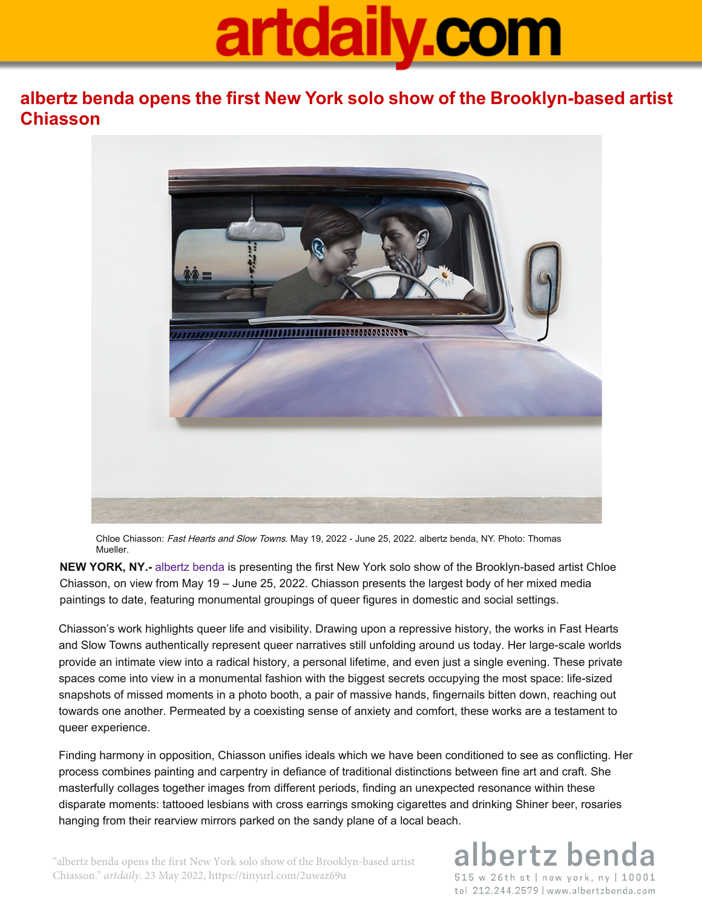# albertz benda opens the first New York solo show of the Brooklyn-based artist Chiasson

Chloe Chiasson: *Fast Hearts and Slow Towns*. May 19, 2022 - June 25, 2022. albertz benda, NY. Photo: Thomas Mueller.

**NEW YORK, NY.-** albertz benda is presenting the first New York solo show of the Brooklyn-based artist Chloe Chiasson, on view from May 19 – June 25, 2022. Chiasson presents the largest body of her mixed media paintings to date, featuring monumental groupings of queer figures in domestic and social settings.

Chiasson's work highlights queer life and visibility. Drawing upon a repressive history, the works in Fast Hearts and Slow Towns authentically represent queer narratives still unfolding around us today. Her large-scale worlds provide an intimate view into a radical history, a personal lifetime, and even just a single evening. These private spaces come into view in a monumental fashion with the biggest secrets occupying the most space: life-sized snapshots of missed moments in a photo booth, a pair of massive hands, fingernails bitten down, reaching out towards one another. Permeated by a coexisting sense of anxiety and comfort, these works are a testament to queer experience.

Finding harmony in opposition, Chiasson unifies ideals which we have been conditioned to see as conflicting. Her process combines painting and carpentry in defiance of traditional distinctions between fine art and craft. She masterfully collages together images from different periods, finding an unexpected resonance within these disparate moments: tattooed lesbians with cross earrings smoking cigarettes and drinking Shiner beer, rosaries hanging from their rearview mirrors parked on the sandy plane of a local beach.

"albertz benda opens the first New York solo show of the Brooklyn-based artist Chiasson." *artdaily*. 23 May 2022, https://tinyurl.com/2uwaz69u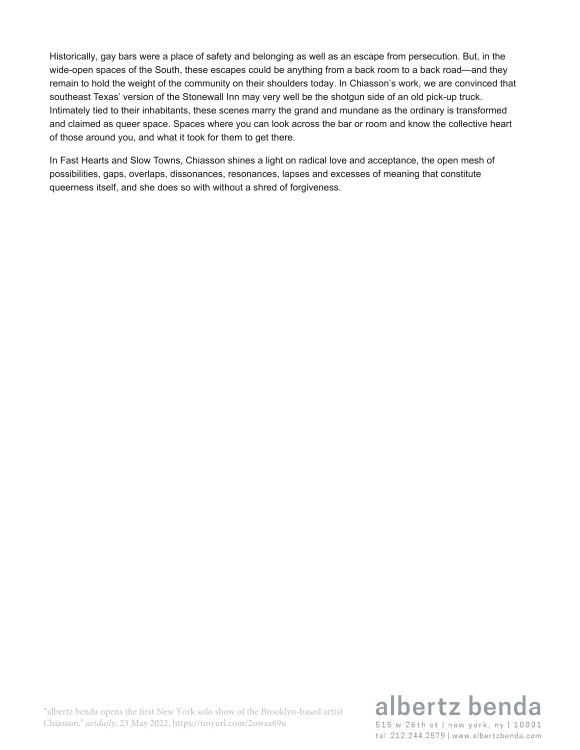Historically, gay bars were a place of safety and belonging as well as an escape from persecution. But, in the wide-open spaces of the South, these escapes could be anything from a back room to a back road—and they remain to hold the weight of the community on their shoulders today. In Chiasson's work, we are convinced that southeast Texas' version of the Stonewall Inn may very well be the shotgun side of an old pick-up truck. Intimately tied to their inhabitants, these scenes marry the grand and mundane as the ordinary is transformed and claimed as queer space. Spaces where you can look across the bar or room and know the collective heart of those around you, and what it took for them to get there.

In Fast Hearts and Slow Towns, Chiasson shines a light on radical love and acceptance, the open mesh of possibilities, gaps, overlaps, dissonances, resonances, lapses and excesses of meaning that constitute queerness itself, and she does so with without a shred of forgiveness.